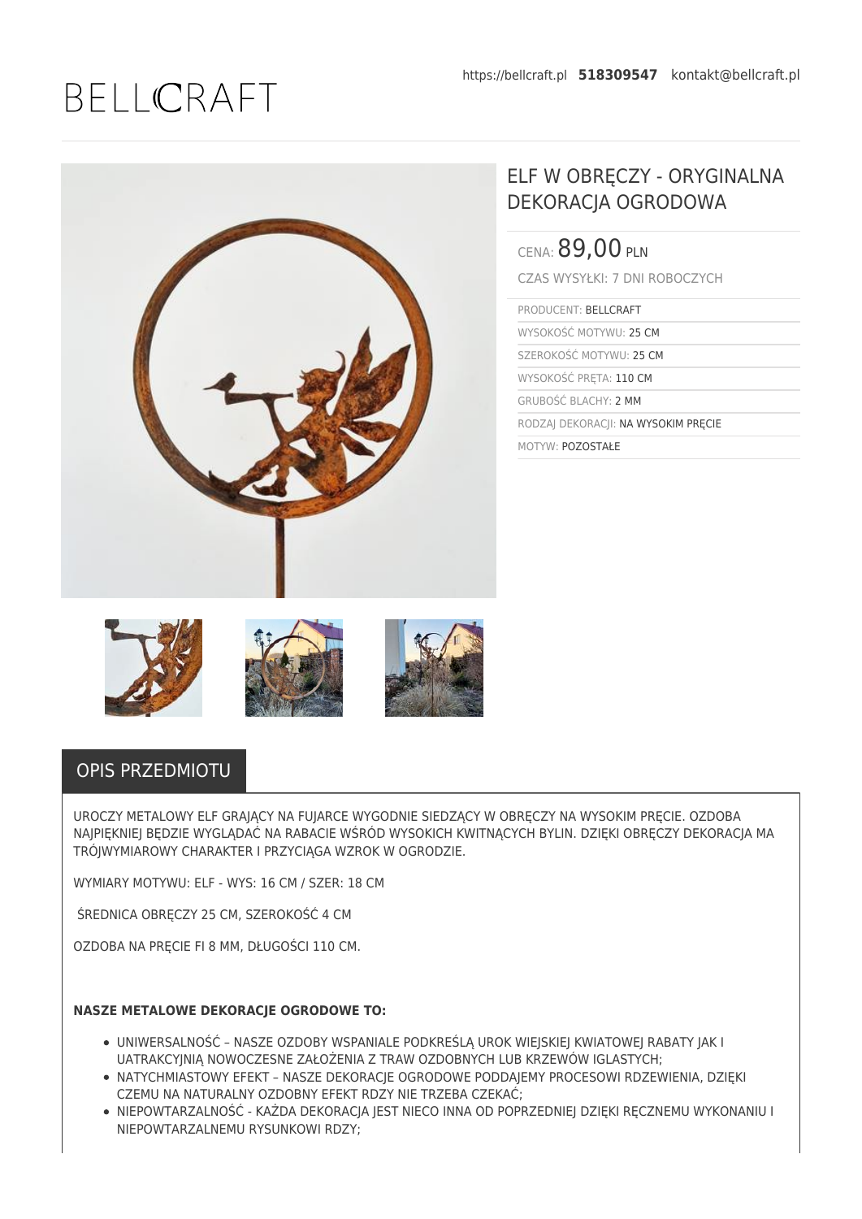BELLCRAFT

https://bellcraft.pl **518309547** kontakt@bellcraft.pl

# ELF W OBRĘCZY - ORYGINALNA DEKORACJA OGRODOWA

CENA: 89,00 PLN

CZAS WYSYŁKI: 7 DNI ROBOCZYCH

| | |
|---|---|
| PRODUCENT: | BELLCRAFT |
| WYSOKOŚĆ MOTYWU: | 25 CM |
| SZEROKOŚĆ MOTYWU: | 25 CM |
| WYSOKOŚĆ PRĘTA: | 110 CM |
| GRUBOŚĆ BLACHY: | 2 MM |
| RODZAJ DEKORACJI: | NA WYSOKIM PRĘCIE |
| MOTYW: | POZOSTAŁE |

## OPIS PRZEDMIOTU

UROCZY METALOWY ELF GRAJĄCY NA FUJARCE WYGODNIE SIEDZĄCY W OBRĘCZY NA WYSOKIM PRĘCIE. OZDOBA NAJPIĘKNIEJ BĘDZIE WYGLĄDAĆ NA RABACIE WŚRÓD WYSOKICH KWITNĄCYCH BYLIN. DZIĘKI OBRĘCZY DEKORACJA MA TRÓJWYMIAROWY CHARAKTER I PRZYCIĄGA WZROK W OGRODZIE.

WYMIARY MOTYWU: ELF - WYS: 16 CM / SZER: 18 CM

ŚREDNICA OBRĘCZY 25 CM, SZEROKOŚĆ 4 CM

OZDOBA NA PRĘCIE FI 8 MM, DŁUGOŚCI 110 CM.

**NASZE METALOWE DEKORACJE OGRODOWE TO:**

- UNIWERSALNOŚĆ – NASZE OZDOBY WSPANIALE PODKREŚLĄ UROK WIEJSKIEJ KWIATOWEJ RABATY JAK I UATRAKCYJNIĄ NOWOCZESNE ZAŁOŻENIA Z TRAW OZDOBNYCH LUB KRZEWÓW IGLASTYCH;
- NATYCHMIASTOWY EFEKT – NASZE DEKORACJE OGRODOWE PODDAJEMY PROCESOWI RDZEWIENIA, DZIĘKI CZEMU NA NATURALNY OZDOBNY EFEKT RDZY NIE TRZEBA CZEKAĆ;
- NIEPOWTARZALNOŚĆ - KAŻDA DEKORACJA JEST NIECO INNA OD POPRZEDNIEJ DZIĘKI RĘCZNEMU WYKONANIU I NIEPOWTARZALNEMU RYSUNKOWI RDZY;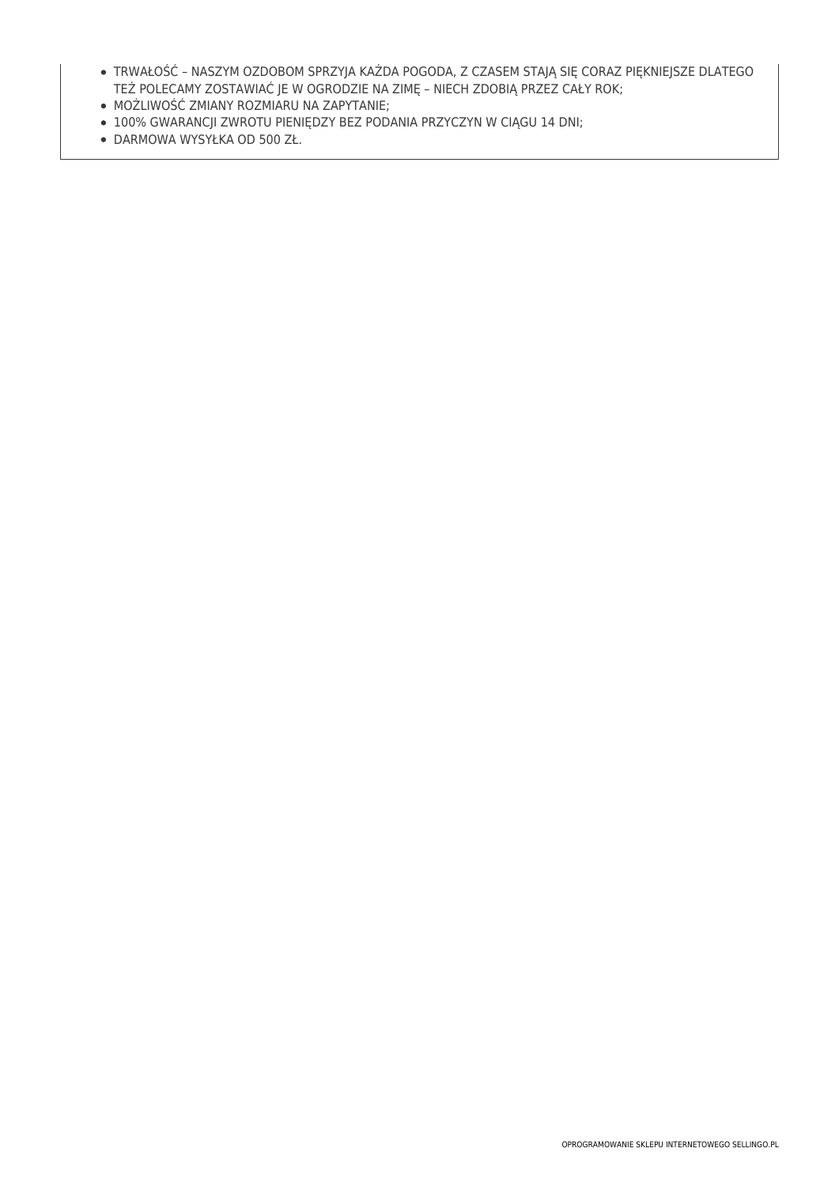- TRWAŁOŚĆ – NASZYM OZDOBOM SPRZYJA KAŻDA POGODA, Z CZASEM STAJĄ SIĘ CORAZ PIĘKNIEJSZE DLATEGO TEŻ POLECAMY ZOSTAWIAĆ JE W OGRODZIE NA ZIMĘ – NIECH ZDOBIĄ PRZEZ CAŁY ROK;
- MOŻLIWOŚĆ ZMIANY ROZMIARU NA ZAPYTANIE;
- 100% GWARANCJI ZWROTU PIENIĘDZY BEZ PODANIA PRZYCZYN W CIĄGU 14 DNI;
- DARMOWA WYSYŁKA OD 500 ZŁ.